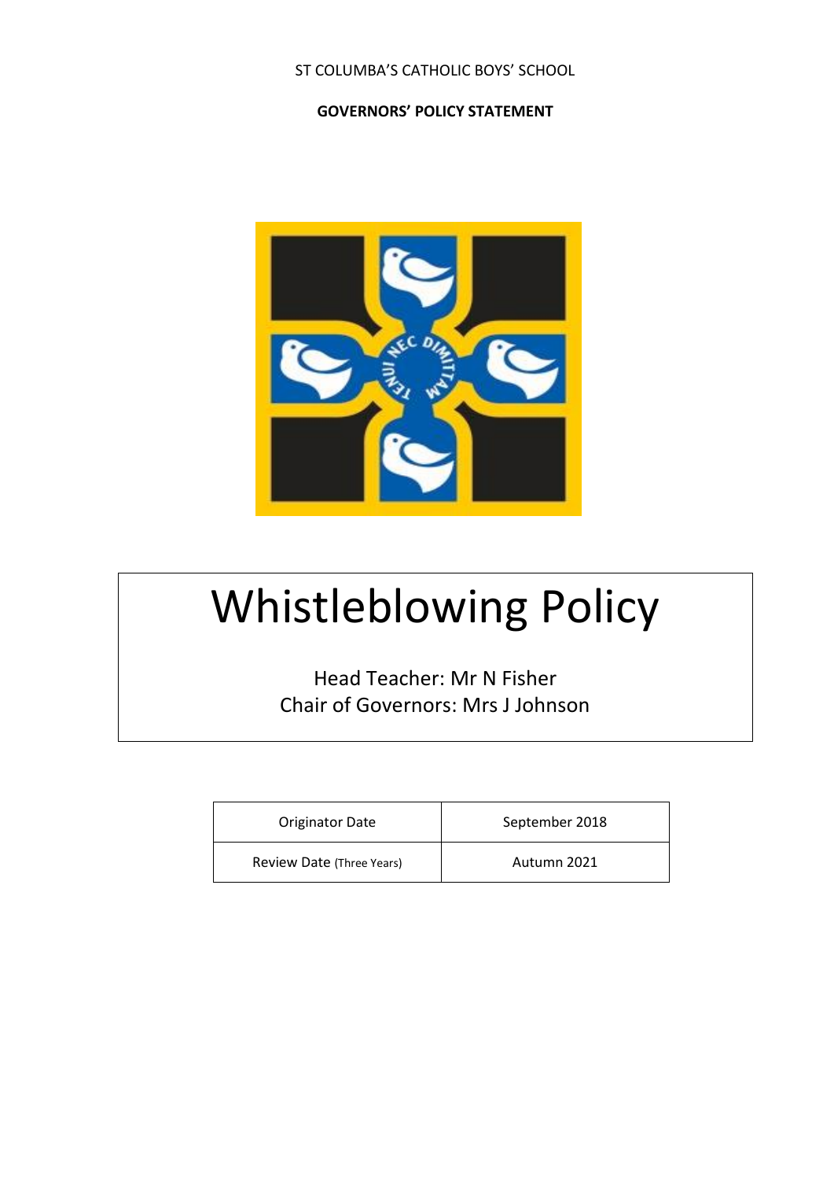ST COLUMBA'S CATHOLIC BOYS' SCHOOL

**GOVERNORS' POLICY STATEMENT**

# Whistleblowing Policy

Head Teacher: Mr N Fisher
Chair of Governors: Mrs J Johnson

| Originator Date | September 2018 |
| --- | --- |
| Review Date (Three Years) | Autumn 2021 |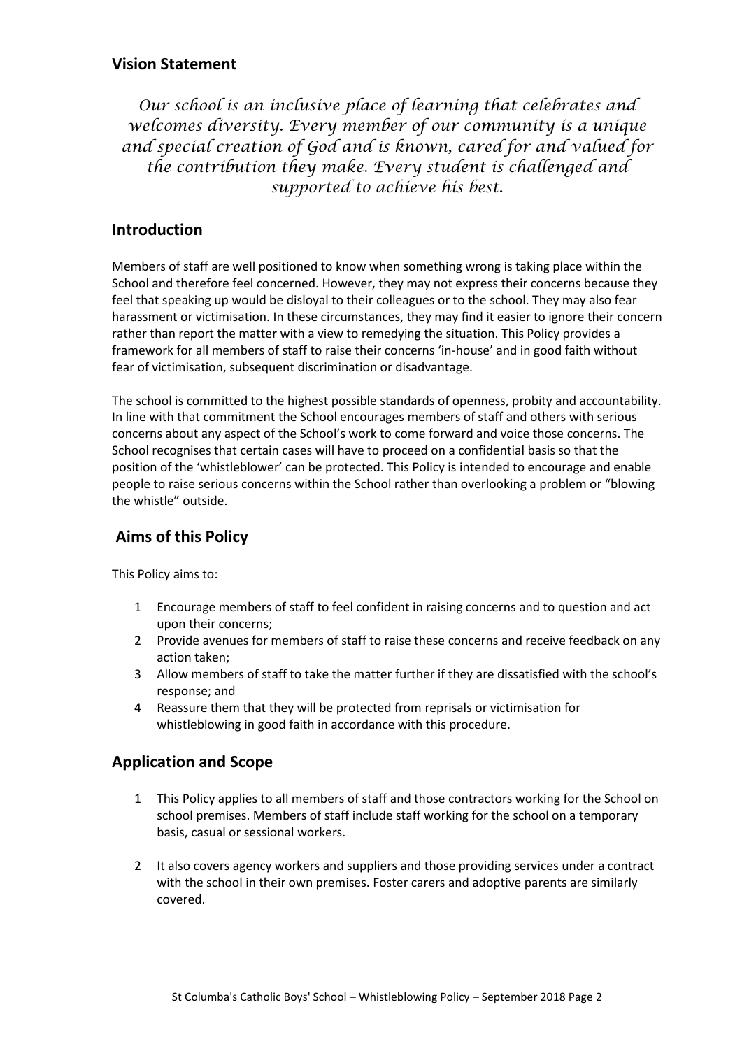## Vision Statement

*Our school is an inclusive place of learning that celebrates and welcomes diversity. Every member of our community is a unique and special creation of God and is known, cared for and valued for the contribution they make. Every student is challenged and supported to achieve his best.*

## Introduction

Members of staff are well positioned to know when something wrong is taking place within the School and therefore feel concerned. However, they may not express their concerns because they feel that speaking up would be disloyal to their colleagues or to the school. They may also fear harassment or victimisation. In these circumstances, they may find it easier to ignore their concern rather than report the matter with a view to remedying the situation. This Policy provides a framework for all members of staff to raise their concerns 'in-house' and in good faith without fear of victimisation, subsequent discrimination or disadvantage.

The school is committed to the highest possible standards of openness, probity and accountability. In line with that commitment the School encourages members of staff and others with serious concerns about any aspect of the School's work to come forward and voice those concerns. The School recognises that certain cases will have to proceed on a confidential basis so that the position of the 'whistleblower' can be protected. This Policy is intended to encourage and enable people to raise serious concerns within the School rather than overlooking a problem or "blowing the whistle" outside.

## Aims of this Policy

This Policy aims to:

1. Encourage members of staff to feel confident in raising concerns and to question and act upon their concerns;
2. Provide avenues for members of staff to raise these concerns and receive feedback on any action taken;
3. Allow members of staff to take the matter further if they are dissatisfied with the school's response; and
4. Reassure them that they will be protected from reprisals or victimisation for whistleblowing in good faith in accordance with this procedure.

## Application and Scope

1. This Policy applies to all members of staff and those contractors working for the School on school premises. Members of staff include staff working for the school on a temporary basis, casual or sessional workers.

2. It also covers agency workers and suppliers and those providing services under a contract with the school in their own premises. Foster carers and adoptive parents are similarly covered.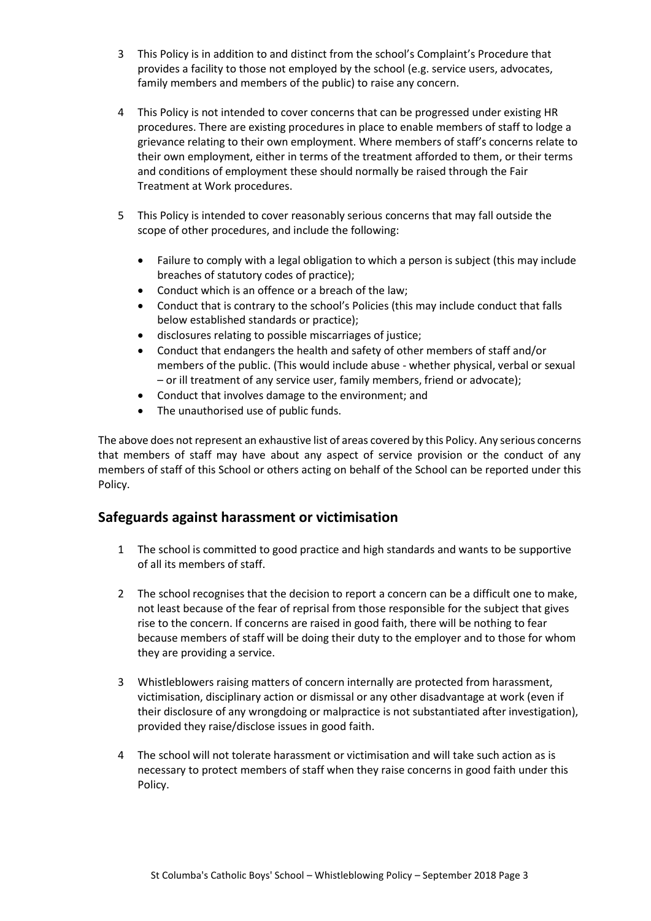3 This Policy is in addition to and distinct from the school's Complaint's Procedure that provides a facility to those not employed by the school (e.g. service users, advocates, family members and members of the public) to raise any concern.

4 This Policy is not intended to cover concerns that can be progressed under existing HR procedures. There are existing procedures in place to enable members of staff to lodge a grievance relating to their own employment. Where members of staff's concerns relate to their own employment, either in terms of the treatment afforded to them, or their terms and conditions of employment these should normally be raised through the Fair Treatment at Work procedures.

5 This Policy is intended to cover reasonably serious concerns that may fall outside the scope of other procedures, and include the following:

- Failure to comply with a legal obligation to which a person is subject (this may include breaches of statutory codes of practice);
- Conduct which is an offence or a breach of the law;
- Conduct that is contrary to the school's Policies (this may include conduct that falls below established standards or practice);
- disclosures relating to possible miscarriages of justice;
- Conduct that endangers the health and safety of other members of staff and/or members of the public. (This would include abuse - whether physical, verbal or sexual – or ill treatment of any service user, family members, friend or advocate);
- Conduct that involves damage to the environment; and
- The unauthorised use of public funds.

The above does not represent an exhaustive list of areas covered by this Policy. Any serious concerns that members of staff may have about any aspect of service provision or the conduct of any members of staff of this School or others acting on behalf of the School can be reported under this Policy.

## Safeguards against harassment or victimisation

1 The school is committed to good practice and high standards and wants to be supportive of all its members of staff.

2 The school recognises that the decision to report a concern can be a difficult one to make, not least because of the fear of reprisal from those responsible for the subject that gives rise to the concern. If concerns are raised in good faith, there will be nothing to fear because members of staff will be doing their duty to the employer and to those for whom they are providing a service.

3 Whistleblowers raising matters of concern internally are protected from harassment, victimisation, disciplinary action or dismissal or any other disadvantage at work (even if their disclosure of any wrongdoing or malpractice is not substantiated after investigation), provided they raise/disclose issues in good faith.

4 The school will not tolerate harassment or victimisation and will take such action as is necessary to protect members of staff when they raise concerns in good faith under this Policy.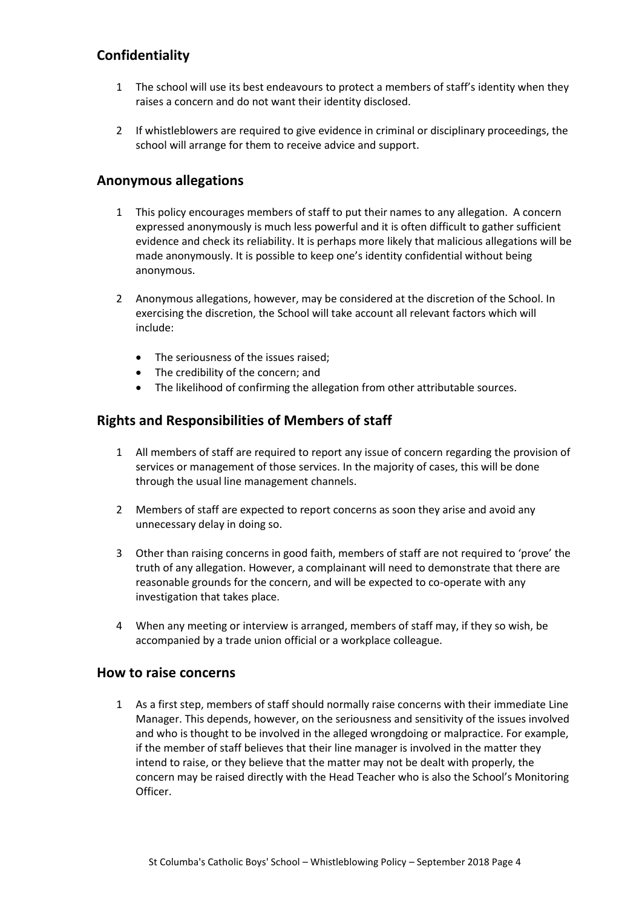## Confidentiality

1. The school will use its best endeavours to protect a members of staff's identity when they raises a concern and do not want their identity disclosed.
2. If whistleblowers are required to give evidence in criminal or disciplinary proceedings, the school will arrange for them to receive advice and support.

## Anonymous allegations

1. This policy encourages members of staff to put their names to any allegation. A concern expressed anonymously is much less powerful and it is often difficult to gather sufficient evidence and check its reliability. It is perhaps more likely that malicious allegations will be made anonymously. It is possible to keep one's identity confidential without being anonymous.
2. Anonymous allegations, however, may be considered at the discretion of the School. In exercising the discretion, the School will take account all relevant factors which will include:
   - The seriousness of the issues raised;
   - The credibility of the concern; and
   - The likelihood of confirming the allegation from other attributable sources.

## Rights and Responsibilities of Members of staff

1. All members of staff are required to report any issue of concern regarding the provision of services or management of those services. In the majority of cases, this will be done through the usual line management channels.
2. Members of staff are expected to report concerns as soon they arise and avoid any unnecessary delay in doing so.
3. Other than raising concerns in good faith, members of staff are not required to 'prove' the truth of any allegation. However, a complainant will need to demonstrate that there are reasonable grounds for the concern, and will be expected to co-operate with any investigation that takes place.
4. When any meeting or interview is arranged, members of staff may, if they so wish, be accompanied by a trade union official or a workplace colleague.

## How to raise concerns

1. As a first step, members of staff should normally raise concerns with their immediate Line Manager. This depends, however, on the seriousness and sensitivity of the issues involved and who is thought to be involved in the alleged wrongdoing or malpractice. For example, if the member of staff believes that their line manager is involved in the matter they intend to raise, or they believe that the matter may not be dealt with properly, the concern may be raised directly with the Head Teacher who is also the School's Monitoring Officer.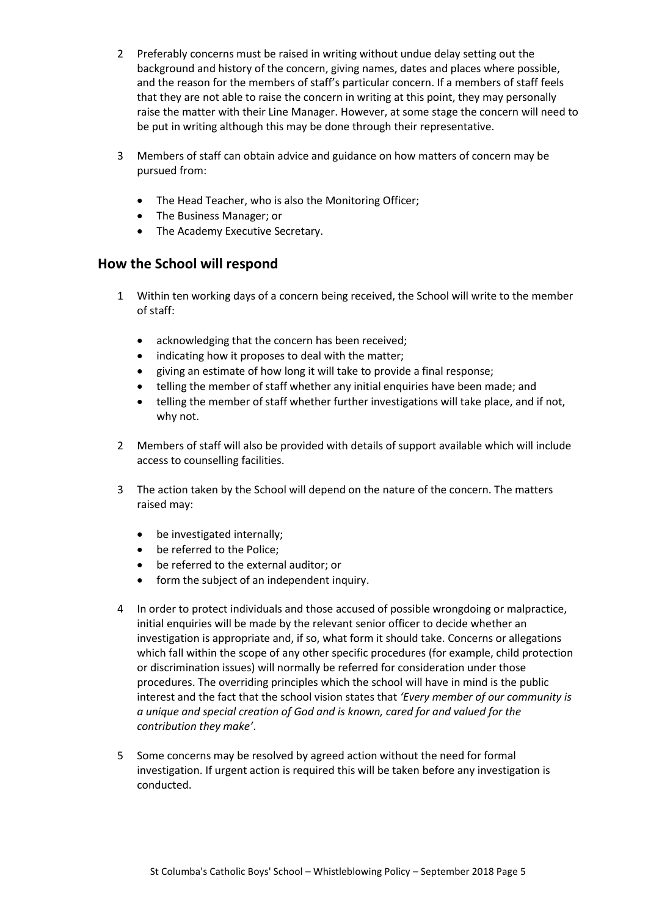2 Preferably concerns must be raised in writing without undue delay setting out the background and history of the concern, giving names, dates and places where possible, and the reason for the members of staff's particular concern. If a members of staff feels that they are not able to raise the concern in writing at this point, they may personally raise the matter with their Line Manager. However, at some stage the concern will need to be put in writing although this may be done through their representative.

3 Members of staff can obtain advice and guidance on how matters of concern may be pursued from:

- The Head Teacher, who is also the Monitoring Officer;
- The Business Manager; or
- The Academy Executive Secretary.

## How the School will respond

1 Within ten working days of a concern being received, the School will write to the member of staff:

- acknowledging that the concern has been received;
- indicating how it proposes to deal with the matter;
- giving an estimate of how long it will take to provide a final response;
- telling the member of staff whether any initial enquiries have been made; and
- telling the member of staff whether further investigations will take place, and if not, why not.

2 Members of staff will also be provided with details of support available which will include access to counselling facilities.

3 The action taken by the School will depend on the nature of the concern. The matters raised may:

- be investigated internally;
- be referred to the Police;
- be referred to the external auditor; or
- form the subject of an independent inquiry.

4 In order to protect individuals and those accused of possible wrongdoing or malpractice, initial enquiries will be made by the relevant senior officer to decide whether an investigation is appropriate and, if so, what form it should take. Concerns or allegations which fall within the scope of any other specific procedures (for example, child protection or discrimination issues) will normally be referred for consideration under those procedures. The overriding principles which the school will have in mind is the public interest and the fact that the school vision states that *'Every member of our community is a unique and special creation of God and is known, cared for and valued for the contribution they make'*.

5 Some concerns may be resolved by agreed action without the need for formal investigation. If urgent action is required this will be taken before any investigation is conducted.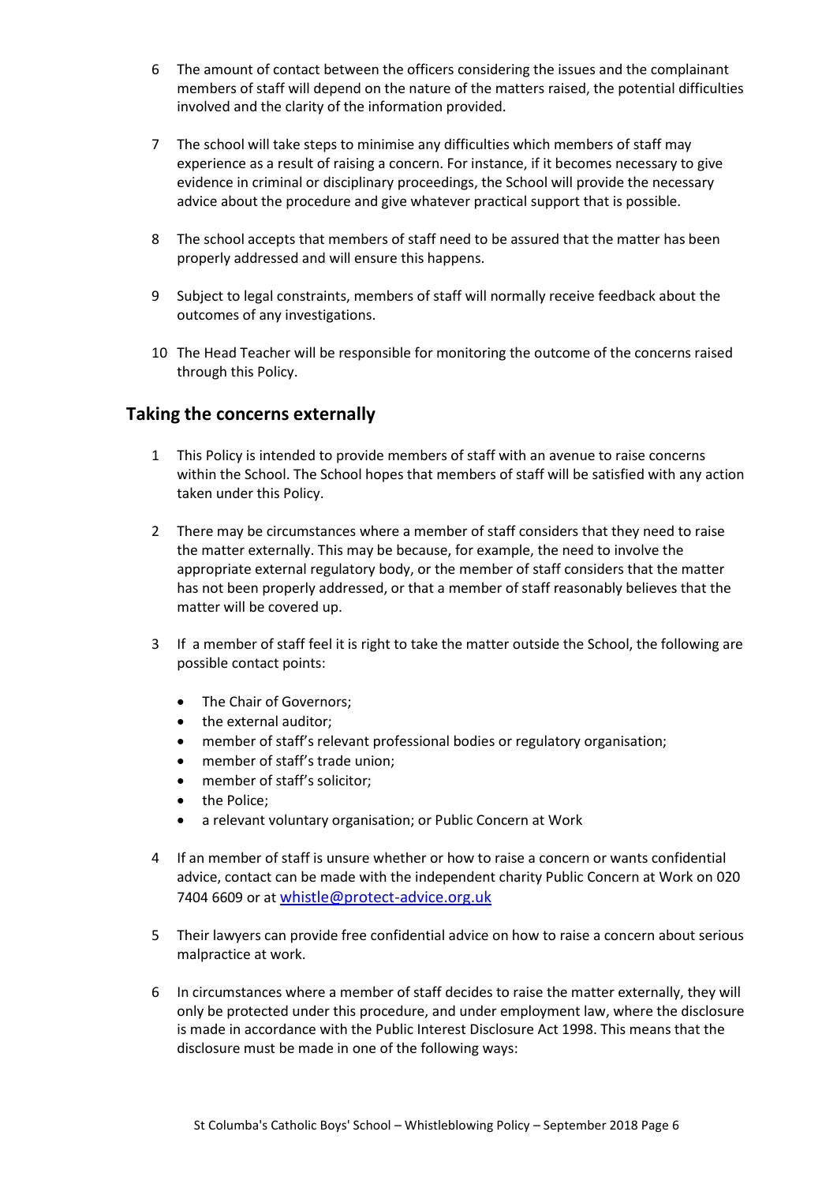6 The amount of contact between the officers considering the issues and the complainant members of staff will depend on the nature of the matters raised, the potential difficulties involved and the clarity of the information provided.

7 The school will take steps to minimise any difficulties which members of staff may experience as a result of raising a concern. For instance, if it becomes necessary to give evidence in criminal or disciplinary proceedings, the School will provide the necessary advice about the procedure and give whatever practical support that is possible.

8 The school accepts that members of staff need to be assured that the matter has been properly addressed and will ensure this happens.

9 Subject to legal constraints, members of staff will normally receive feedback about the outcomes of any investigations.

10 The Head Teacher will be responsible for monitoring the outcome of the concerns raised through this Policy.

## Taking the concerns externally

1 This Policy is intended to provide members of staff with an avenue to raise concerns within the School. The School hopes that members of staff will be satisfied with any action taken under this Policy.

2 There may be circumstances where a member of staff considers that they need to raise the matter externally. This may be because, for example, the need to involve the appropriate external regulatory body, or the member of staff considers that the matter has not been properly addressed, or that a member of staff reasonably believes that the matter will be covered up.

3 If a member of staff feel it is right to take the matter outside the School, the following are possible contact points:

- The Chair of Governors;
- the external auditor;
- member of staff's relevant professional bodies or regulatory organisation;
- member of staff's trade union;
- member of staff's solicitor;
- the Police;
- a relevant voluntary organisation; or Public Concern at Work

4 If an member of staff is unsure whether or how to raise a concern or wants confidential advice, contact can be made with the independent charity Public Concern at Work on 020 7404 6609 or at whistle@protect-advice.org.uk

5 Their lawyers can provide free confidential advice on how to raise a concern about serious malpractice at work.

6 In circumstances where a member of staff decides to raise the matter externally, they will only be protected under this procedure, and under employment law, where the disclosure is made in accordance with the Public Interest Disclosure Act 1998. This means that the disclosure must be made in one of the following ways: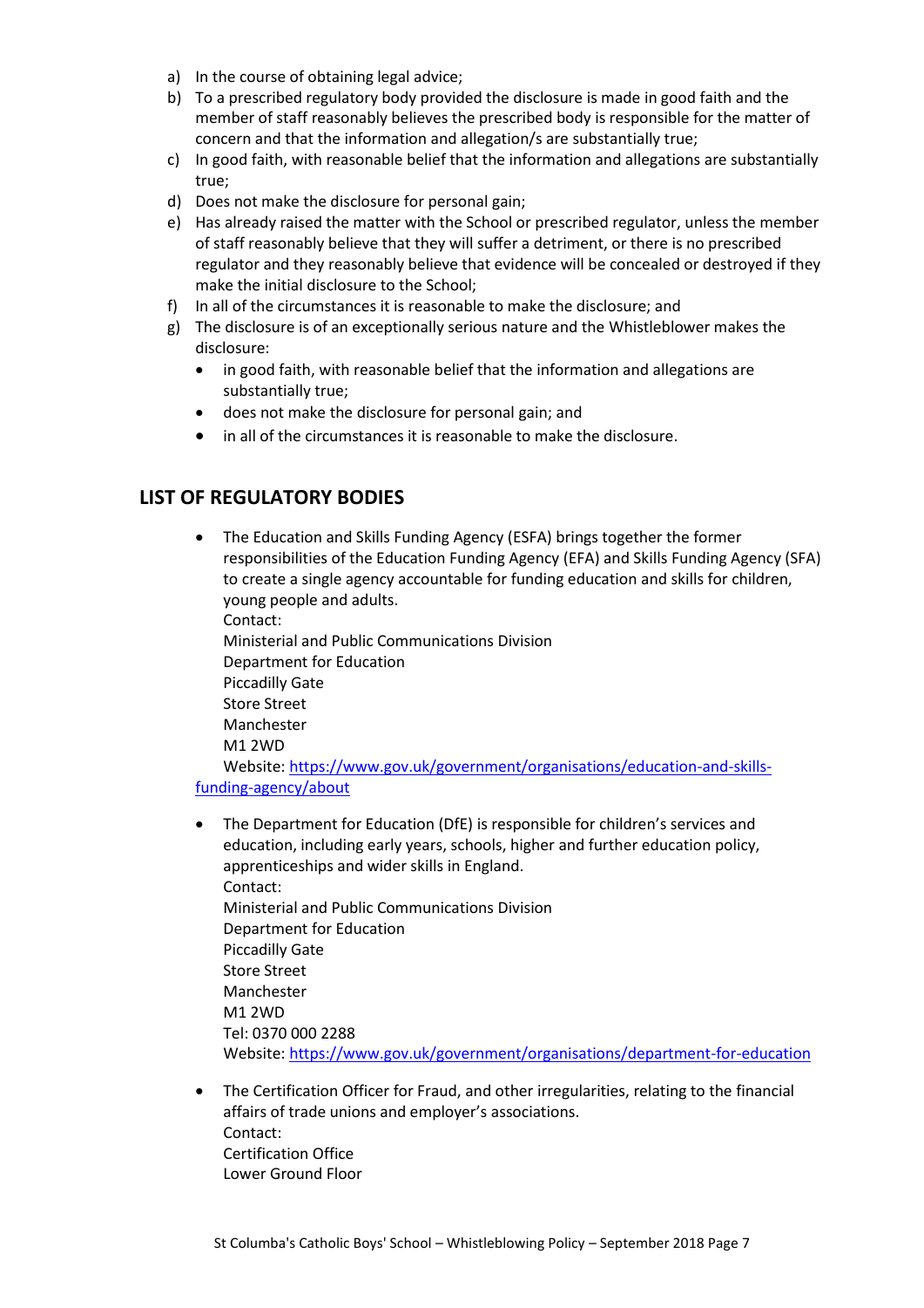a) In the course of obtaining legal advice;
b) To a prescribed regulatory body provided the disclosure is made in good faith and the member of staff reasonably believes the prescribed body is responsible for the matter of concern and that the information and allegation/s are substantially true;
c) In good faith, with reasonable belief that the information and allegations are substantially true;
d) Does not make the disclosure for personal gain;
e) Has already raised the matter with the School or prescribed regulator, unless the member of staff reasonably believe that they will suffer a detriment, or there is no prescribed regulator and they reasonably believe that evidence will be concealed or destroyed if they make the initial disclosure to the School;
f) In all of the circumstances it is reasonable to make the disclosure; and
g) The disclosure is of an exceptionally serious nature and the Whistleblower makes the disclosure:
    - in good faith, with reasonable belief that the information and allegations are substantially true;
    - does not make the disclosure for personal gain; and
    - in all of the circumstances it is reasonable to make the disclosure.

## LIST OF REGULATORY BODIES

- The Education and Skills Funding Agency (ESFA) brings together the former responsibilities of the Education Funding Agency (EFA) and Skills Funding Agency (SFA) to create a single agency accountable for funding education and skills for children, young people and adults.
  Contact:
  Ministerial and Public Communications Division
  Department for Education
  Piccadilly Gate
  Store Street
  Manchester
  M1 2WD
  Website: https://www.gov.uk/government/organisations/education-and-skills-funding-agency/about

- The Department for Education (DfE) is responsible for children's services and education, including early years, schools, higher and further education policy, apprenticeships and wider skills in England.
  Contact:
  Ministerial and Public Communications Division
  Department for Education
  Piccadilly Gate
  Store Street
  Manchester
  M1 2WD
  Tel: 0370 000 2288
  Website: https://www.gov.uk/government/organisations/department-for-education

- The Certification Officer for Fraud, and other irregularities, relating to the financial affairs of trade unions and employer's associations.
  Contact:
  Certification Office
  Lower Ground Floor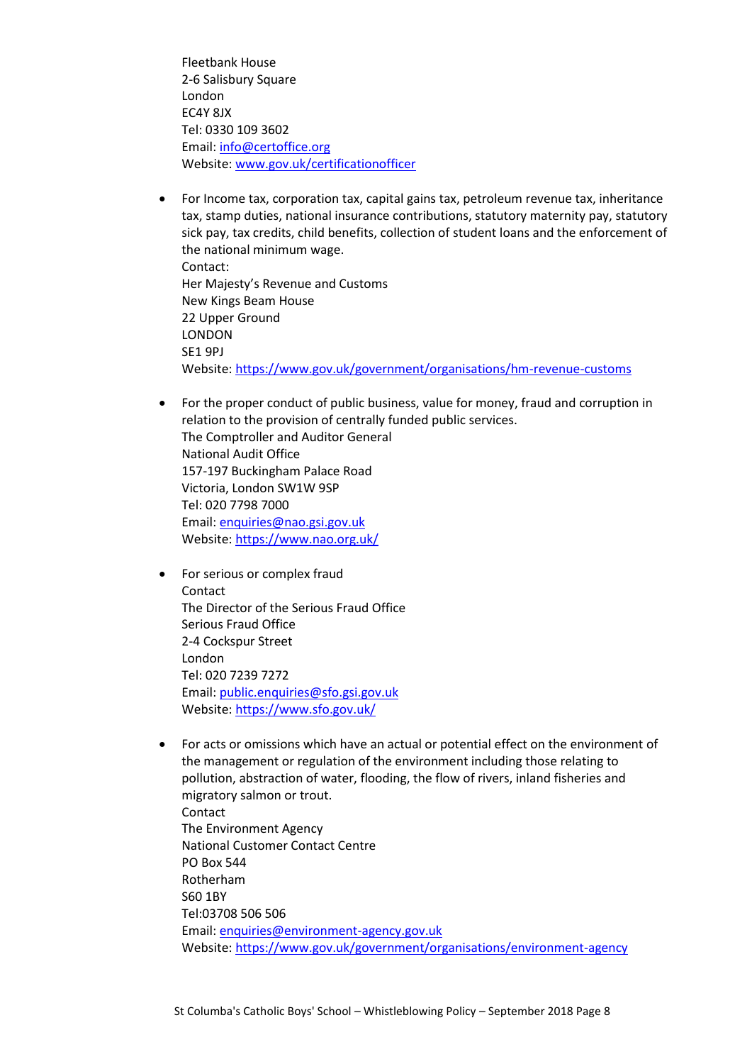Fleetbank House
2-6 Salisbury Square
London
EC4Y 8JX
Tel: 0330 109 3602
Email: info@certoffice.org
Website: www.gov.uk/certificationofficer

- For Income tax, corporation tax, capital gains tax, petroleum revenue tax, inheritance tax, stamp duties, national insurance contributions, statutory maternity pay, statutory sick pay, tax credits, child benefits, collection of student loans and the enforcement of the national minimum wage.
  Contact:
  Her Majesty's Revenue and Customs
  New Kings Beam House
  22 Upper Ground
  LONDON
  SE1 9PJ
  Website: https://www.gov.uk/government/organisations/hm-revenue-customs

- For the proper conduct of public business, value for money, fraud and corruption in relation to the provision of centrally funded public services.
  The Comptroller and Auditor General
  National Audit Office
  157-197 Buckingham Palace Road
  Victoria, London SW1W 9SP
  Tel: 020 7798 7000
  Email: enquiries@nao.gsi.gov.uk
  Website: https://www.nao.org.uk/

- For serious or complex fraud
  Contact
  The Director of the Serious Fraud Office
  Serious Fraud Office
  2-4 Cockspur Street
  London
  Tel: 020 7239 7272
  Email: public.enquiries@sfo.gsi.gov.uk
  Website: https://www.sfo.gov.uk/

- For acts or omissions which have an actual or potential effect on the environment of the management or regulation of the environment including those relating to pollution, abstraction of water, flooding, the flow of rivers, inland fisheries and migratory salmon or trout.
  Contact
  The Environment Agency
  National Customer Contact Centre
  PO Box 544
  Rotherham
  S60 1BY
  Tel:03708 506 506
  Email: enquiries@environment-agency.gov.uk
  Website: https://www.gov.uk/government/organisations/environment-agency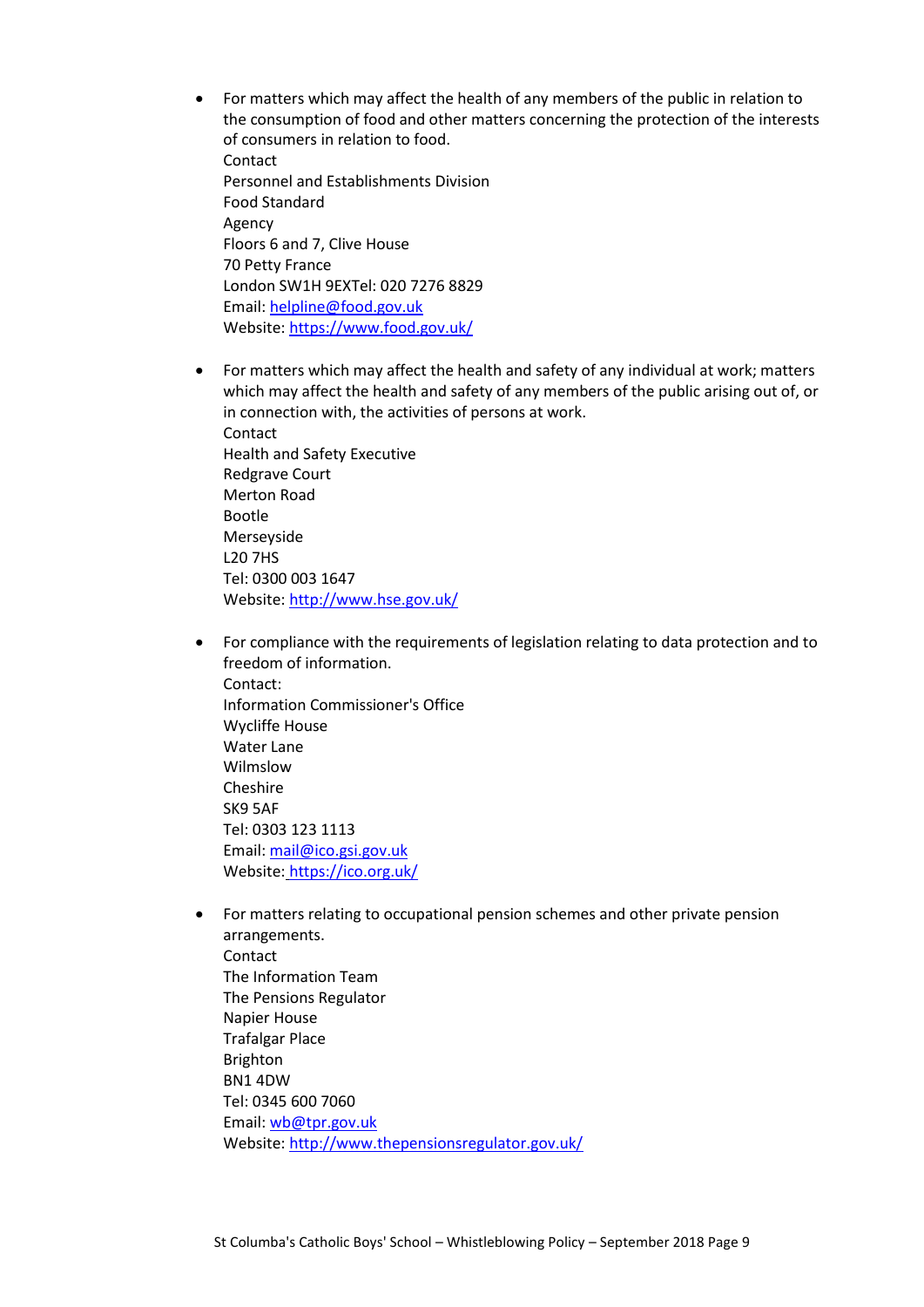- For matters which may affect the health of any members of the public in relation to the consumption of food and other matters concerning the protection of the interests of consumers in relation to food.
  Contact
  Personnel and Establishments Division
  Food Standard
  Agency
  Floors 6 and 7, Clive House
  70 Petty France
  London SW1H 9EXTel: 020 7276 8829
  Email: helpline@food.gov.uk
  Website: https://www.food.gov.uk/

- For matters which may affect the health and safety of any individual at work; matters which may affect the health and safety of any members of the public arising out of, or in connection with, the activities of persons at work.
  Contact
  Health and Safety Executive
  Redgrave Court
  Merton Road
  Bootle
  Merseyside
  L20 7HS
  Tel: 0300 003 1647
  Website: http://www.hse.gov.uk/

- For compliance with the requirements of legislation relating to data protection and to freedom of information.
  Contact:
  Information Commissioner's Office
  Wycliffe House
  Water Lane
  Wilmslow
  Cheshire
  SK9 5AF
  Tel: 0303 123 1113
  Email: mail@ico.gsi.gov.uk
  Website: https://ico.org.uk/

- For matters relating to occupational pension schemes and other private pension arrangements.
  Contact
  The Information Team
  The Pensions Regulator
  Napier House
  Trafalgar Place
  Brighton
  BN1 4DW
  Tel: 0345 600 7060
  Email: wb@tpr.gov.uk
  Website: http://www.thepensionsregulator.gov.uk/